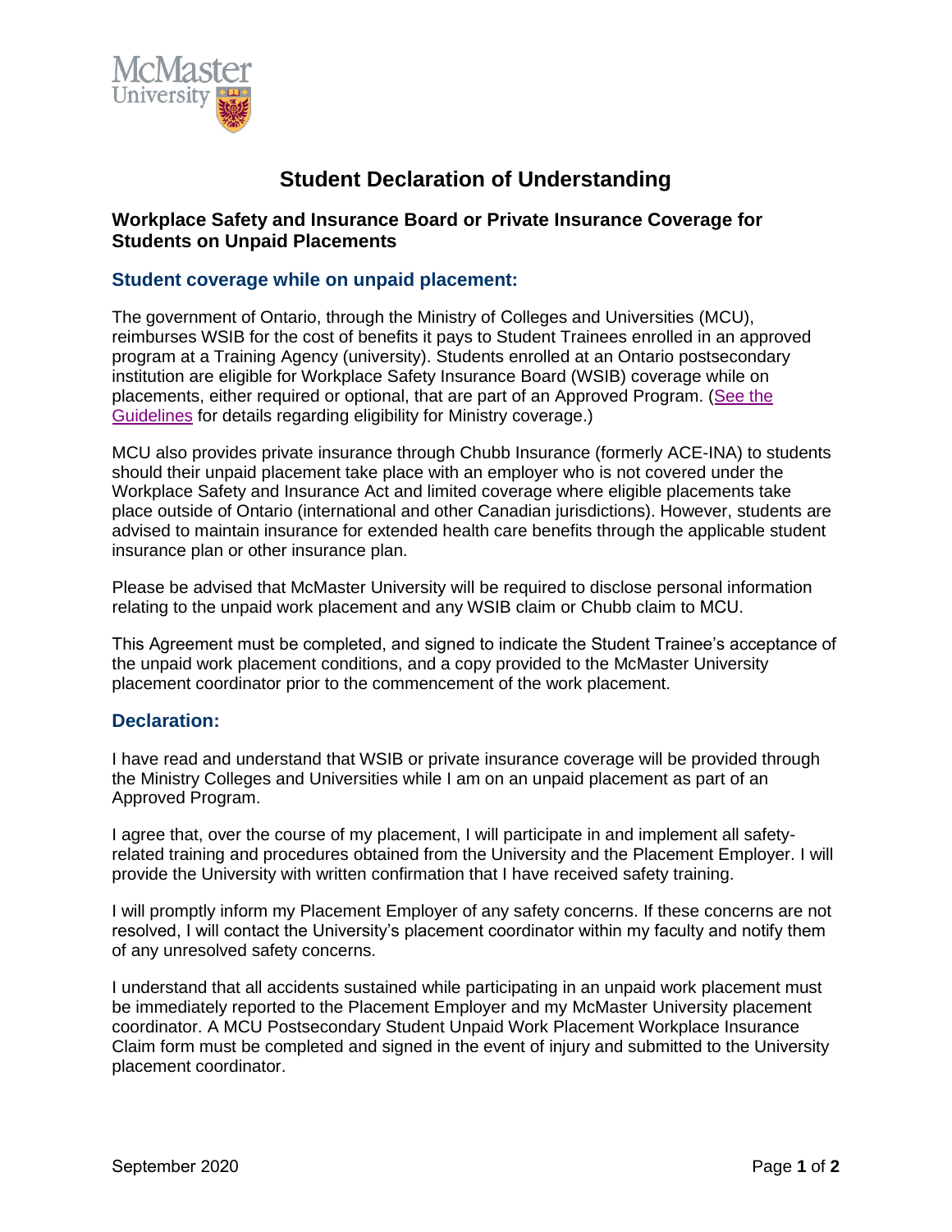# Student Declaration of Understanding

### Workplace Safety and Insurance Board or Private Insurance Coverage for Students on Unpaid Placements

## Student coverage while on unpaid placement:

The government of Ontario, through the Ministry of Colleges and Universities (MCU), reimburses WSIB for the cost of benefits it pays to Student Trainees enrolled in an approved program at a Training Agency (university). Students enrolled at an Ontario postsecondary institution are eligible for Workplace Safety Insurance Board (WSIB) coverage while on placements, either required or optional, that are part of an Approved Program. (See the Guidelines for details regarding eligibility for Ministry coverage.)

MCU also provides private insurance through Chubb Insurance (formerly ACE-INA) to students should their unpaid placement take place with an employer who is not covered under the Workplace Safety and Insurance Act and limited coverage where eligible placements take place outside of Ontario (international and other Canadian jurisdictions). However, students are advised to maintain insurance for extended health care benefits through the applicable student insurance plan or other insurance plan.

Please be advised that McMaster University will be required to disclose personal information relating to the unpaid work placement and any WSIB claim or Chubb claim to MCU.

This Agreement must be completed, and signed to indicate the Student Trainee's acceptance of the unpaid work placement conditions, and a copy provided to the McMaster University placement coordinator prior to the commencement of the work placement.

## Declaration:

I have read and understand that WSIB or private insurance coverage will be provided through the Ministry Colleges and Universities while I am on an unpaid placement as part of an Approved Program.

I agree that, over the course of my placement, I will participate in and implement all safety-related training and procedures obtained from the University and the Placement Employer. I will provide the University with written confirmation that I have received safety training.

I will promptly inform my Placement Employer of any safety concerns. If these concerns are not resolved, I will contact the University's placement coordinator within my faculty and notify them of any unresolved safety concerns.

I understand that all accidents sustained while participating in an unpaid work placement must be immediately reported to the Placement Employer and my McMaster University placement coordinator. A MCU Postsecondary Student Unpaid Work Placement Workplace Insurance Claim form must be completed and signed in the event of injury and submitted to the University placement coordinator.

September 2020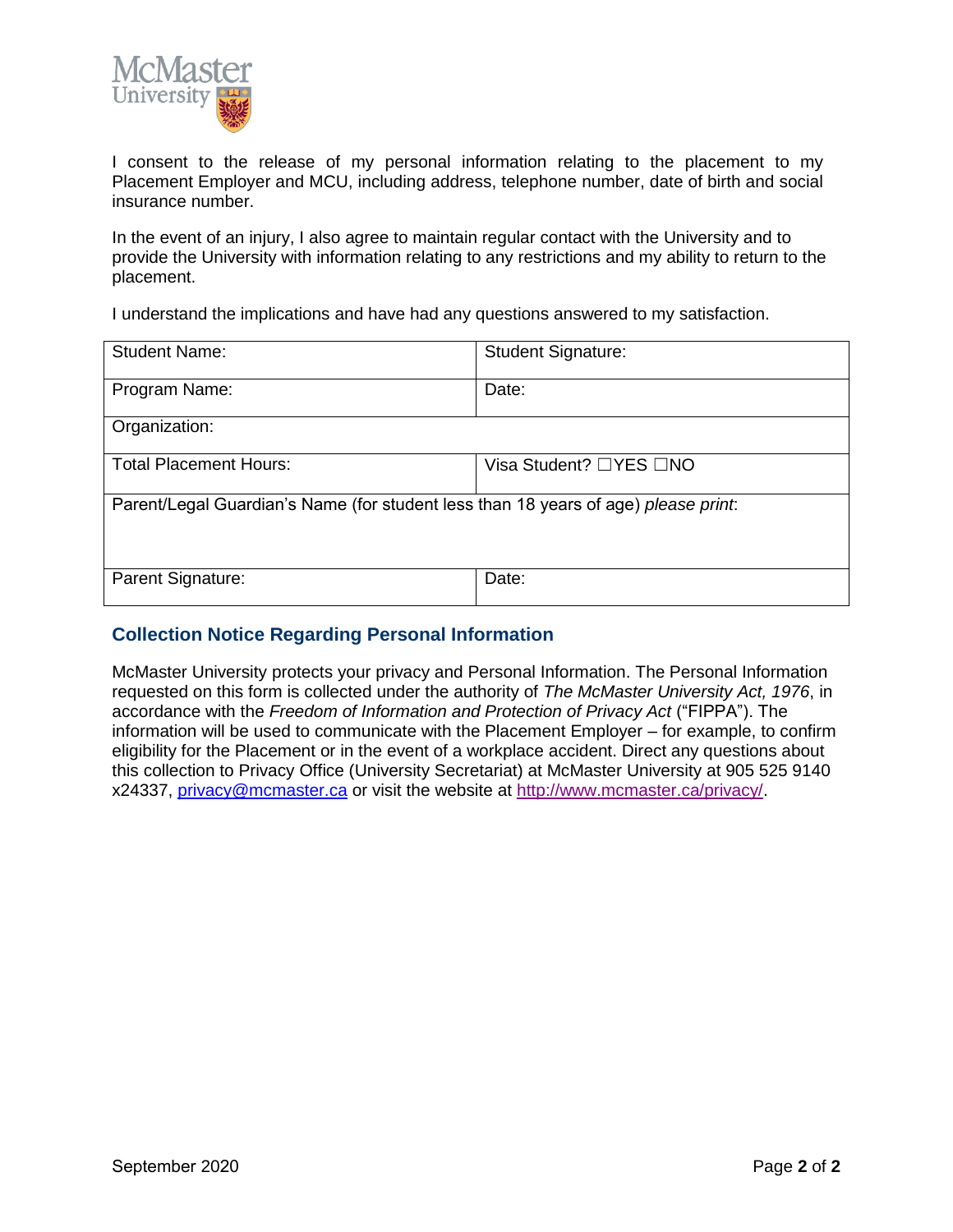I consent to the release of my personal information relating to the placement to my Placement Employer and MCU, including address, telephone number, date of birth and social insurance number.

In the event of an injury, I also agree to maintain regular contact with the University and to provide the University with information relating to any restrictions and my ability to return to the placement.

I understand the implications and have had any questions answered to my satisfaction.

| | |
|---|---|
| Student Name: | Student Signature: |
| Program Name: | Date: |
| Organization: | |
| Total Placement Hours: | Visa Student? ☐YES ☐NO |
| Parent/Legal Guardian's Name (for student less than 18 years of age) *please print*: | |
| Parent Signature: | Date: |

## Collection Notice Regarding Personal Information

McMaster University protects your privacy and Personal Information. The Personal Information requested on this form is collected under the authority of *The McMaster University Act, 1976*, in accordance with the *Freedom of Information and Protection of Privacy Act* ("FIPPA"). The information will be used to communicate with the Placement Employer – for example, to confirm eligibility for the Placement or in the event of a workplace accident. Direct any questions about this collection to Privacy Office (University Secretariat) at McMaster University at 905 525 9140 x24337, privacy@mcmaster.ca or visit the website at http://www.mcmaster.ca/privacy/.

September 2020